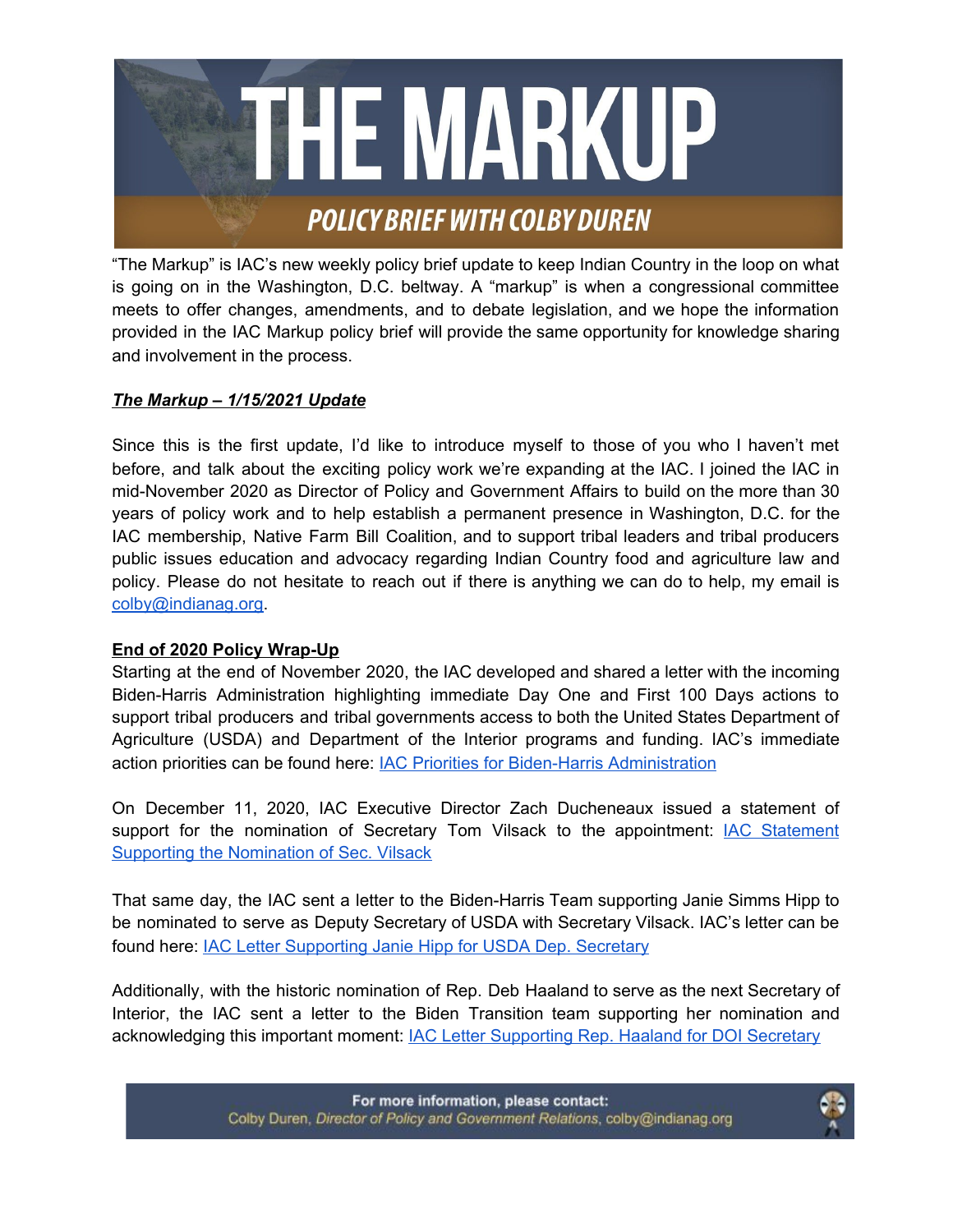# THE MARKUP

## POLICY BRIEF WITH COLBY DUREN

"The Markup" is IAC's new weekly policy brief update to keep Indian Country in the loop on what is going on in the Washington, D.C. beltway. A "markup" is when a congressional committee meets to offer changes, amendments, and to debate legislation, and we hope the information provided in the IAC Markup policy brief will provide the same opportunity for knowledge sharing and involvement in the process.

***The Markup – 1/15/2021 Update***

Since this is the first update, I'd like to introduce myself to those of you who I haven't met before, and talk about the exciting policy work we're expanding at the IAC. I joined the IAC in mid-November 2020 as Director of Policy and Government Affairs to build on the more than 30 years of policy work and to help establish a permanent presence in Washington, D.C. for the IAC membership, Native Farm Bill Coalition, and to support tribal leaders and tribal producers public issues education and advocacy regarding Indian Country food and agriculture law and policy. Please do not hesitate to reach out if there is anything we can do to help, my email is colby@indianag.org.

**End of 2020 Policy Wrap-Up**

Starting at the end of November 2020, the IAC developed and shared a letter with the incoming Biden-Harris Administration highlighting immediate Day One and First 100 Days actions to support tribal producers and tribal governments access to both the United States Department of Agriculture (USDA) and Department of the Interior programs and funding. IAC's immediate action priorities can be found here: IAC Priorities for Biden-Harris Administration

On December 11, 2020, IAC Executive Director Zach Ducheneaux issued a statement of support for the nomination of Secretary Tom Vilsack to the appointment: IAC Statement Supporting the Nomination of Sec. Vilsack

That same day, the IAC sent a letter to the Biden-Harris Team supporting Janie Simms Hipp to be nominated to serve as Deputy Secretary of USDA with Secretary Vilsack. IAC's letter can be found here: IAC Letter Supporting Janie Hipp for USDA Dep. Secretary

Additionally, with the historic nomination of Rep. Deb Haaland to serve as the next Secretary of Interior, the IAC sent a letter to the Biden Transition team supporting her nomination and acknowledging this important moment: IAC Letter Supporting Rep. Haaland for DOI Secretary

For more information, please contact:
Colby Duren, *Director of Policy and Government Relations*, colby@indianag.org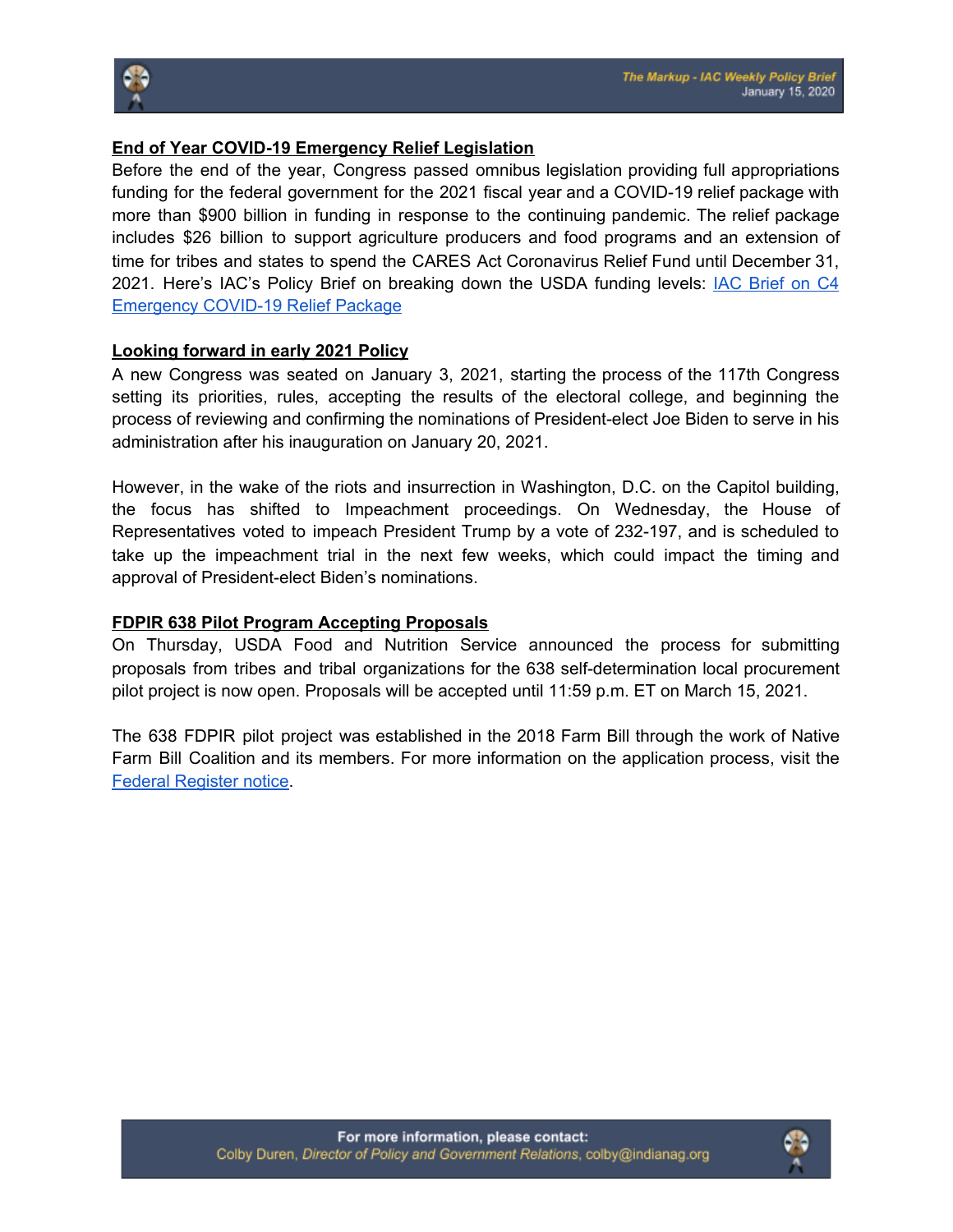## End of Year COVID-19 Emergency Relief Legislation

Before the end of the year, Congress passed omnibus legislation providing full appropriations funding for the federal government for the 2021 fiscal year and a COVID-19 relief package with more than $900 billion in funding in response to the continuing pandemic. The relief package includes $26 billion to support agriculture producers and food programs and an extension of time for tribes and states to spend the CARES Act Coronavirus Relief Fund until December 31, 2021. Here's IAC's Policy Brief on breaking down the USDA funding levels: [IAC Brief on C4 Emergency COVID-19 Relief Package]

## Looking forward in early 2021 Policy

A new Congress was seated on January 3, 2021, starting the process of the 117th Congress setting its priorities, rules, accepting the results of the electoral college, and beginning the process of reviewing and confirming the nominations of President-elect Joe Biden to serve in his administration after his inauguration on January 20, 2021.

However, in the wake of the riots and insurrection in Washington, D.C. on the Capitol building, the focus has shifted to Impeachment proceedings. On Wednesday, the House of Representatives voted to impeach President Trump by a vote of 232-197, and is scheduled to take up the impeachment trial in the next few weeks, which could impact the timing and approval of President-elect Biden's nominations.

## FDPIR 638 Pilot Program Accepting Proposals

On Thursday, USDA Food and Nutrition Service announced the process for submitting proposals from tribes and tribal organizations for the 638 self-determination local procurement pilot project is now open. Proposals will be accepted until 11:59 p.m. ET on March 15, 2021.

The 638 FDPIR pilot project was established in the 2018 Farm Bill through the work of Native Farm Bill Coalition and its members. For more information on the application process, visit the [Federal Register notice].

**For more information, please contact:**
Colby Duren, *Director of Policy and Government Relations*, colby@indianag.org